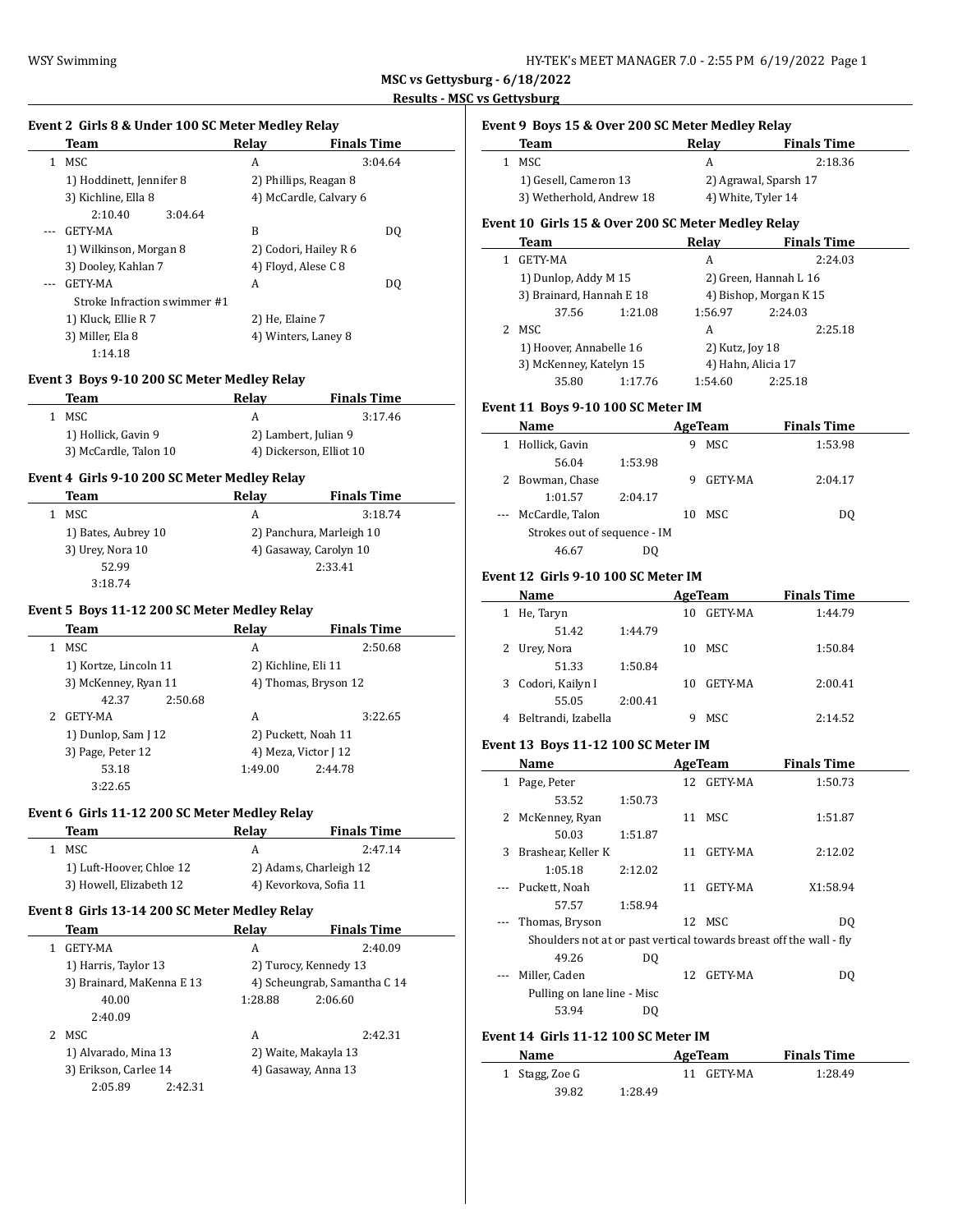**MSC vs Gettysburg - 6/18/2022**

**Results - MSC vs Gettysburg**

### Event 2 Girls 8 & Under 100 SC Meter Medley Relay

| | Team | Relay | Finals Time |
|---|---|---|---|
| 1 | MSC | A | 3:04.64 |
| | 1) Hoddinett, Jennifer 8 | 2) Phillips, Reagan 8 | |
| | 3) Kichline, Ella 8 | 4) McCardle, Calvary 6 | |
| | 2:10.40 3:04.64 | | |
| --- | GETY-MA | B | DQ |
| | 1) Wilkinson, Morgan 8 | 2) Codori, Hailey R 6 | |
| | 3) Dooley, Kahlan 7 | 4) Floyd, Alese C 8 | |
| --- | GETY-MA | A | DQ |
| | Stroke Infraction swimmer #1 | | |
| | 1) Kluck, Ellie R 7 | 2) He, Elaine 7 | |
| | 3) Miller, Ela 8 | 4) Winters, Laney 8 | |
| | 1:14.18 | | |

### Event 3 Boys 9-10 200 SC Meter Medley Relay

| | Team | Relay | Finals Time |
|---|---|---|---|
| 1 | MSC | A | 3:17.46 |
| | 1) Hollick, Gavin 9 | 2) Lambert, Julian 9 | |
| | 3) McCardle, Talon 10 | 4) Dickerson, Elliot 10 | |

### Event 4 Girls 9-10 200 SC Meter Medley Relay

| | Team | Relay | Finals Time |
|---|---|---|---|
| 1 | MSC | A | 3:18.74 |
| | 1) Bates, Aubrey 10 | 2) Panchura, Marleigh 10 | |
| | 3) Urey, Nora 10 | 4) Gasaway, Carolyn 10 | |
| | 52.99 | 2:33.41 | |
| | 3:18.74 | | |

### Event 5 Boys 11-12 200 SC Meter Medley Relay

| | Team | Relay | Finals Time |
|---|---|---|---|
| 1 | MSC | A | 2:50.68 |
| | 1) Kortze, Lincoln 11 | 2) Kichline, Eli 11 | |
| | 3) McKenney, Ryan 11 | 4) Thomas, Bryson 12 | |
| | 42.37 2:50.68 | | |
| 2 | GETY-MA | A | 3:22.65 |
| | 1) Dunlop, Sam J 12 | 2) Puckett, Noah 11 | |
| | 3) Page, Peter 12 | 4) Meza, Victor J 12 | |
| | 53.18 | 1:49.00 2:44.78 | |
| | 3:22.65 | | |

### Event 6 Girls 11-12 200 SC Meter Medley Relay

| | Team | Relay | Finals Time |
|---|---|---|---|
| 1 | MSC | A | 2:47.14 |
| | 1) Luft-Hoover, Chloe 12 | 2) Adams, Charleigh 12 | |
| | 3) Howell, Elizabeth 12 | 4) Kevorkova, Sofia 11 | |

### Event 8 Girls 13-14 200 SC Meter Medley Relay

| | Team | Relay | Finals Time |
|---|---|---|---|
| 1 | GETY-MA | A | 2:40.09 |
| | 1) Harris, Taylor 13 | 2) Turocy, Kennedy 13 | |
| | 3) Brainard, MaKenna E 13 | 4) Scheungrab, Samantha C 14 | |
| | 40.00 | 1:28.88 2:06.60 | |
| | 2:40.09 | | |
| 2 | MSC | A | 2:42.31 |
| | 1) Alvarado, Mina 13 | 2) Waite, Makayla 13 | |
| | 3) Erikson, Carlee 14 | 4) Gasaway, Anna 13 | |
| | 2:05.89 2:42.31 | | |

### Event 9 Boys 15 & Over 200 SC Meter Medley Relay

| | Team | Relay | Finals Time |
|---|---|---|---|
| 1 | MSC | A | 2:18.36 |
| | 1) Gesell, Cameron 13 | 2) Agrawal, Sparsh 17 | |
| | 3) Wetherhold, Andrew 18 | 4) White, Tyler 14 | |

### Event 10 Girls 15 & Over 200 SC Meter Medley Relay

| | Team | Relay | Finals Time |
|---|---|---|---|
| 1 | GETY-MA | A | 2:24.03 |
| | 1) Dunlop, Addy M 15 | 2) Green, Hannah L 16 | |
| | 3) Brainard, Hannah E 18 | 4) Bishop, Morgan K 15 | |
| | 37.56 1:21.08 | 1:56.97 2:24.03 | |
| 2 | MSC | A | 2:25.18 |
| | 1) Hoover, Annabelle 16 | 2) Kutz, Joy 18 | |
| | 3) McKenney, Katelyn 15 | 4) Hahn, Alicia 17 | |
| | 35.80 1:17.76 | 1:54.60 2:25.18 | |

### Event 11 Boys 9-10 100 SC Meter IM

| | Name | Age | Team | Finals Time |
|---|---|---|---|---|
| 1 | Hollick, Gavin | 9 | MSC | 1:53.98 |
| | 56.04 1:53.98 | | | |
| 2 | Bowman, Chase | 9 | GETY-MA | 2:04.17 |
| | 1:01.57 2:04.17 | | | |
| --- | McCardle, Talon | 10 | MSC | DQ |
| | Strokes out of sequence - IM | | | |
| | 46.67 DQ | | | |

### Event 12 Girls 9-10 100 SC Meter IM

| | Name | Age | Team | Finals Time |
|---|---|---|---|---|
| 1 | He, Taryn | 10 | GETY-MA | 1:44.79 |
| | 51.42 1:44.79 | | | |
| 2 | Urey, Nora | 10 | MSC | 1:50.84 |
| | 51.33 1:50.84 | | | |
| 3 | Codori, Kailyn I | 10 | GETY-MA | 2:00.41 |
| | 55.05 2:00.41 | | | |
| 4 | Beltrandi, Izabella | 9 | MSC | 2:14.52 |

### Event 13 Boys 11-12 100 SC Meter IM

| | Name | Age | Team | Finals Time |
|---|---|---|---|---|
| 1 | Page, Peter | 12 | GETY-MA | 1:50.73 |
| | 53.52 1:50.73 | | | |
| 2 | McKenney, Ryan | 11 | MSC | 1:51.87 |
| | 50.03 1:51.87 | | | |
| 3 | Brashear, Keller K | 11 | GETY-MA | 2:12.02 |
| | 1:05.18 2:12.02 | | | |
| --- | Puckett, Noah | 11 | GETY-MA | X1:58.94 |
| | 57.57 1:58.94 | | | |
| --- | Thomas, Bryson | 12 | MSC | DQ |
| | Shoulders not at or past vertical towards breast off the wall - fly | | | |
| | 49.26 DQ | | | |
| --- | Miller, Caden | 12 | GETY-MA | DQ |
| | Pulling on lane line - Misc | | | |
| | 53.94 DQ | | | |

### Event 14 Girls 11-12 100 SC Meter IM

| | Name | Age | Team | Finals Time |
|---|---|---|---|---|
| 1 | Stagg, Zoe G | 11 | GETY-MA | 1:28.49 |
| | 39.82 1:28.49 | | | |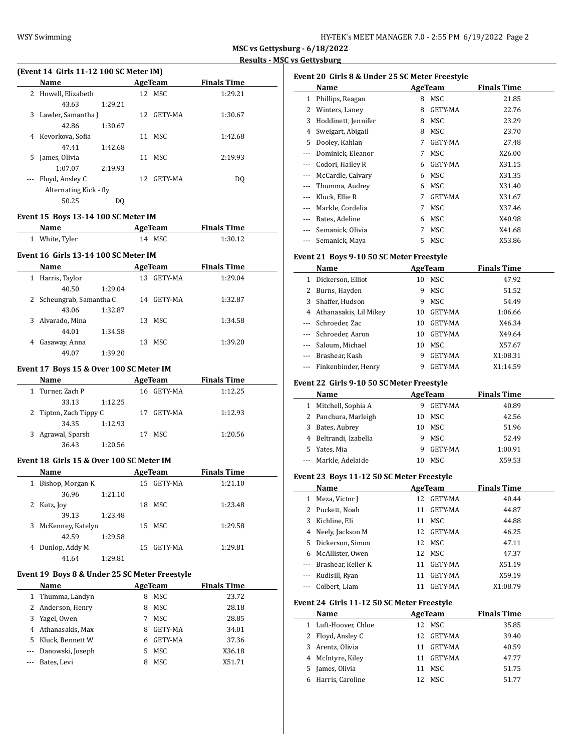**MSC vs Gettysburg - 6/18/2022**

**Results - MSC vs Gettysburg**

### (Event 14 Girls 11-12 100 SC Meter IM)

| | Name | Age | Team | Finals Time |
|---|---|---|---|---|
| 2 | Howell, Elizabeth | 12 | MSC | 1:29.21 |
| | 43.63 1:29.21 | | | |
| 3 | Lawler, Samantha J | 12 | GETY-MA | 1:30.67 |
| | 42.86 1:30.67 | | | |
| 4 | Kevorkova, Sofia | 11 | MSC | 1:42.68 |
| | 47.41 1:42.68 | | | |
| 5 | James, Olivia | 11 | MSC | 2:19.93 |
| | 1:07.07 2:19.93 | | | |
| --- | Floyd, Ansley C | 12 | GETY-MA | DQ |
| | Alternating Kick - fly | | | |
| | 50.25 DQ | | | |

### Event 15 Boys 13-14 100 SC Meter IM

| | Name | Age | Team | Finals Time |
|---|---|---|---|---|
| 1 | White, Tyler | 14 | MSC | 1:30.12 |

### Event 16 Girls 13-14 100 SC Meter IM

| | Name | Age | Team | Finals Time |
|---|---|---|---|---|
| 1 | Harris, Taylor | 13 | GETY-MA | 1:29.04 |
| | 40.50 1:29.04 | | | |
| 2 | Scheungrab, Samantha C | 14 | GETY-MA | 1:32.87 |
| | 43.06 1:32.87 | | | |
| 3 | Alvarado, Mina | 13 | MSC | 1:34.58 |
| | 44.01 1:34.58 | | | |
| 4 | Gasaway, Anna | 13 | MSC | 1:39.20 |
| | 49.07 1:39.20 | | | |

### Event 17 Boys 15 & Over 100 SC Meter IM

| | Name | Age | Team | Finals Time |
|---|---|---|---|---|
| 1 | Turner, Zach P | 16 | GETY-MA | 1:12.25 |
| | 33.13 1:12.25 | | | |
| 2 | Tipton, Zach Tippy C | 17 | GETY-MA | 1:12.93 |
| | 34.35 1:12.93 | | | |
| 3 | Agrawal, Sparsh | 17 | MSC | 1:20.56 |
| | 36.43 1:20.56 | | | |

### Event 18 Girls 15 & Over 100 SC Meter IM

| | Name | Age | Team | Finals Time |
|---|---|---|---|---|
| 1 | Bishop, Morgan K | 15 | GETY-MA | 1:21.10 |
| | 36.96 1:21.10 | | | |
| 2 | Kutz, Joy | 18 | MSC | 1:23.48 |
| | 39.13 1:23.48 | | | |
| 3 | McKenney, Katelyn | 15 | MSC | 1:29.58 |
| | 42.59 1:29.58 | | | |
| 4 | Dunlop, Addy M | 15 | GETY-MA | 1:29.81 |
| | 41.64 1:29.81 | | | |

### Event 19 Boys 8 & Under 25 SC Meter Freestyle

| | Name | Age | Team | Finals Time |
|---|---|---|---|---|
| 1 | Thumma, Landyn | 8 | MSC | 23.72 |
| 2 | Anderson, Henry | 8 | MSC | 28.18 |
| 3 | Yagel, Owen | 7 | MSC | 28.85 |
| 4 | Athanasakis, Max | 8 | GETY-MA | 34.01 |
| 5 | Kluck, Bennett W | 6 | GETY-MA | 37.36 |
| --- | Danowski, Joseph | 5 | MSC | X36.18 |
| --- | Bates, Levi | 8 | MSC | X51.71 |

### Event 20 Girls 8 & Under 25 SC Meter Freestyle

| | Name | Age | Team | Finals Time |
|---|---|---|---|---|
| 1 | Phillips, Reagan | 8 | MSC | 21.85 |
| 2 | Winters, Laney | 8 | GETY-MA | 22.76 |
| 3 | Hoddinett, Jennifer | 8 | MSC | 23.29 |
| 4 | Sweigart, Abigail | 8 | MSC | 23.70 |
| 5 | Dooley, Kahlan | 7 | GETY-MA | 27.48 |
| --- | Dominick, Eleanor | 7 | MSC | X26.00 |
| --- | Codori, Hailey R | 6 | GETY-MA | X31.15 |
| --- | McCardle, Calvary | 6 | MSC | X31.35 |
| --- | Thumma, Audrey | 6 | MSC | X31.40 |
| --- | Kluck, Ellie R | 7 | GETY-MA | X31.67 |
| --- | Markle, Cordelia | 7 | MSC | X37.46 |
| --- | Bates, Adeline | 6 | MSC | X40.98 |
| --- | Semanick, Olivia | 7 | MSC | X41.68 |
| --- | Semanick, Maya | 5 | MSC | X53.86 |

### Event 21 Boys 9-10 50 SC Meter Freestyle

| | Name | Age | Team | Finals Time |
|---|---|---|---|---|
| 1 | Dickerson, Elliot | 10 | MSC | 47.92 |
| 2 | Burns, Hayden | 9 | MSC | 51.52 |
| 3 | Shaffer, Hudson | 9 | MSC | 54.49 |
| 4 | Athanasakis, Lil Mikey | 10 | GETY-MA | 1:06.66 |
| --- | Schroeder, Zac | 10 | GETY-MA | X46.34 |
| --- | Schroeder, Aaron | 10 | GETY-MA | X49.64 |
| --- | Saloum, Michael | 10 | MSC | X57.67 |
| --- | Brashear, Kash | 9 | GETY-MA | X1:08.31 |
| --- | Finkenbinder, Henry | 9 | GETY-MA | X1:14.59 |

### Event 22 Girls 9-10 50 SC Meter Freestyle

| | Name | Age | Team | Finals Time |
|---|---|---|---|---|
| 1 | Mitchell, Sophia A | 9 | GETY-MA | 40.89 |
| 2 | Panchura, Marleigh | 10 | MSC | 42.56 |
| 3 | Bates, Aubrey | 10 | MSC | 51.96 |
| 4 | Beltrandi, Izabella | 9 | MSC | 52.49 |
| 5 | Yates, Mia | 9 | GETY-MA | 1:00.91 |
| --- | Markle, Adelaide | 10 | MSC | X59.53 |

### Event 23 Boys 11-12 50 SC Meter Freestyle

| | Name | Age | Team | Finals Time |
|---|---|---|---|---|
| 1 | Meza, Victor J | 12 | GETY-MA | 40.44 |
| 2 | Puckett, Noah | 11 | GETY-MA | 44.87 |
| 3 | Kichline, Eli | 11 | MSC | 44.88 |
| 4 | Neely, Jackson M | 12 | GETY-MA | 46.25 |
| 5 | Dickerson, Simon | 12 | MSC | 47.11 |
| 6 | McAllister, Owen | 12 | MSC | 47.37 |
| --- | Brashear, Keller K | 11 | GETY-MA | X51.19 |
| --- | Rudisill, Ryan | 11 | GETY-MA | X59.19 |
| --- | Colbert, Liam | 11 | GETY-MA | X1:08.79 |

### Event 24 Girls 11-12 50 SC Meter Freestyle

| | Name | Age | Team | Finals Time |
|---|---|---|---|---|
| 1 | Luft-Hoover, Chloe | 12 | MSC | 35.85 |
| 2 | Floyd, Ansley C | 12 | GETY-MA | 39.40 |
| 3 | Arentz, Olivia | 11 | GETY-MA | 40.59 |
| 4 | McIntyre, Kiley | 11 | GETY-MA | 47.77 |
| 5 | James, Olivia | 11 | MSC | 51.75 |
| 6 | Harris, Caroline | 12 | MSC | 51.77 |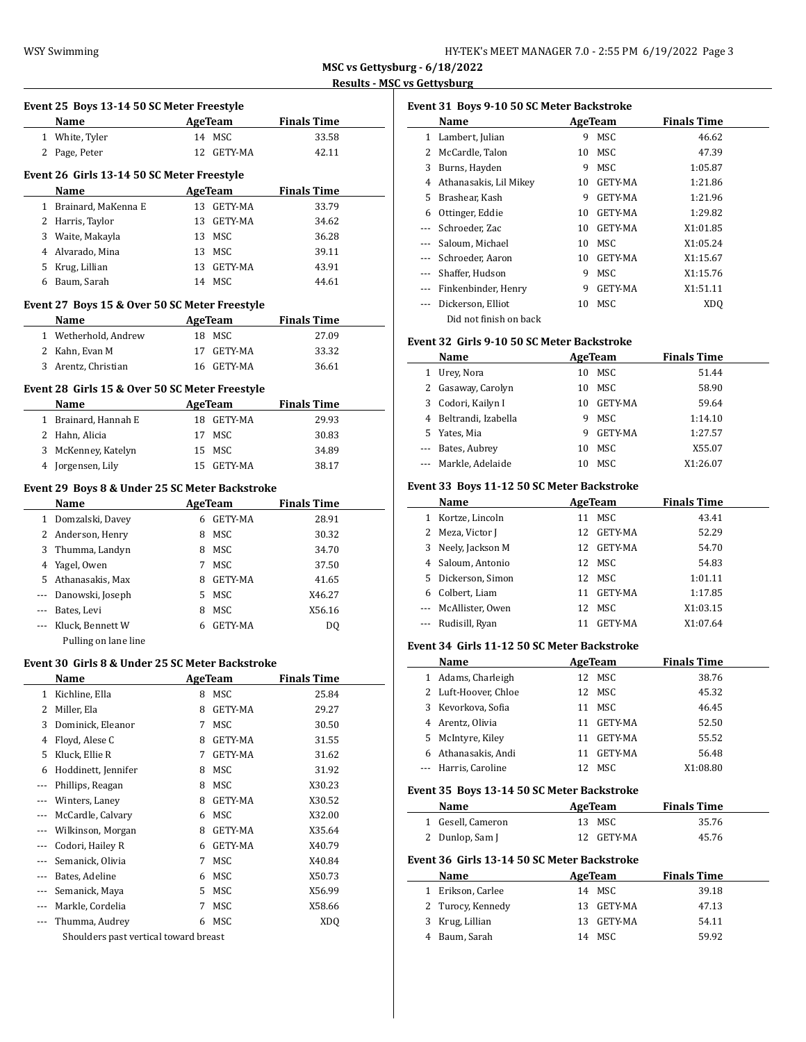**MSC vs Gettysburg - 6/18/2022**

**Results - MSC vs Gettysburg**

### Event 25 Boys 13-14 50 SC Meter Freestyle

| | Name | Age | Team | Finals Time |
|---|---|---|---|---|
| 1 | White, Tyler | 14 | MSC | 33.58 |
| 2 | Page, Peter | 12 | GETY-MA | 42.11 |

### Event 26 Girls 13-14 50 SC Meter Freestyle

| | Name | Age | Team | Finals Time |
|---|---|---|---|---|
| 1 | Brainard, MaKenna E | 13 | GETY-MA | 33.79 |
| 2 | Harris, Taylor | 13 | GETY-MA | 34.62 |
| 3 | Waite, Makayla | 13 | MSC | 36.28 |
| 4 | Alvarado, Mina | 13 | MSC | 39.11 |
| 5 | Krug, Lillian | 13 | GETY-MA | 43.91 |
| 6 | Baum, Sarah | 14 | MSC | 44.61 |

### Event 27 Boys 15 & Over 50 SC Meter Freestyle

| | Name | Age | Team | Finals Time |
|---|---|---|---|---|
| 1 | Wetherhold, Andrew | 18 | MSC | 27.09 |
| 2 | Kahn, Evan M | 17 | GETY-MA | 33.32 |
| 3 | Arentz, Christian | 16 | GETY-MA | 36.61 |

### Event 28 Girls 15 & Over 50 SC Meter Freestyle

| | Name | Age | Team | Finals Time |
|---|---|---|---|---|
| 1 | Brainard, Hannah E | 18 | GETY-MA | 29.93 |
| 2 | Hahn, Alicia | 17 | MSC | 30.83 |
| 3 | McKenney, Katelyn | 15 | MSC | 34.89 |
| 4 | Jorgensen, Lily | 15 | GETY-MA | 38.17 |

### Event 29 Boys 8 & Under 25 SC Meter Backstroke

| | Name | Age | Team | Finals Time |
|---|---|---|---|---|
| 1 | Domzalski, Davey | 6 | GETY-MA | 28.91 |
| 2 | Anderson, Henry | 8 | MSC | 30.32 |
| 3 | Thumma, Landyn | 8 | MSC | 34.70 |
| 4 | Yagel, Owen | 7 | MSC | 37.50 |
| 5 | Athanasakis, Max | 8 | GETY-MA | 41.65 |
| --- | Danowski, Joseph | 5 | MSC | X46.27 |
| --- | Bates, Levi | 8 | MSC | X56.16 |
| --- | Kluck, Bennett W | 6 | GETY-MA | DQ |
| | Pulling on lane line | | | |

### Event 30 Girls 8 & Under 25 SC Meter Backstroke

| | Name | Age | Team | Finals Time |
|---|---|---|---|---|
| 1 | Kichline, Ella | 8 | MSC | 25.84 |
| 2 | Miller, Ela | 8 | GETY-MA | 29.27 |
| 3 | Dominick, Eleanor | 7 | MSC | 30.50 |
| 4 | Floyd, Alese C | 8 | GETY-MA | 31.55 |
| 5 | Kluck, Ellie R | 7 | GETY-MA | 31.62 |
| 6 | Hoddinett, Jennifer | 8 | MSC | 31.92 |
| --- | Phillips, Reagan | 8 | MSC | X30.23 |
| --- | Winters, Laney | 8 | GETY-MA | X30.52 |
| --- | McCardle, Calvary | 6 | MSC | X32.00 |
| --- | Wilkinson, Morgan | 8 | GETY-MA | X35.64 |
| --- | Codori, Hailey R | 6 | GETY-MA | X40.79 |
| --- | Semanick, Olivia | 7 | MSC | X40.84 |
| --- | Bates, Adeline | 6 | MSC | X50.73 |
| --- | Semanick, Maya | 5 | MSC | X56.99 |
| --- | Markle, Cordelia | 7 | MSC | X58.66 |
| --- | Thumma, Audrey | 6 | MSC | XDQ |
| | Shoulders past vertical toward breast | | | |

### Event 31 Boys 9-10 50 SC Meter Backstroke

| | Name | Age | Team | Finals Time |
|---|---|---|---|---|
| 1 | Lambert, Julian | 9 | MSC | 46.62 |
| 2 | McCardle, Talon | 10 | MSC | 47.39 |
| 3 | Burns, Hayden | 9 | MSC | 1:05.87 |
| 4 | Athanasakis, Lil Mikey | 10 | GETY-MA | 1:21.86 |
| 5 | Brashear, Kash | 9 | GETY-MA | 1:21.96 |
| 6 | Ottinger, Eddie | 10 | GETY-MA | 1:29.82 |
| --- | Schroeder, Zac | 10 | GETY-MA | X1:01.85 |
| --- | Saloum, Michael | 10 | MSC | X1:05.24 |
| --- | Schroeder, Aaron | 10 | GETY-MA | X1:15.67 |
| --- | Shaffer, Hudson | 9 | MSC | X1:15.76 |
| --- | Finkenbinder, Henry | 9 | GETY-MA | X1:51.11 |
| --- | Dickerson, Elliot | 10 | MSC | XDQ |
| | Did not finish on back | | | |

### Event 32 Girls 9-10 50 SC Meter Backstroke

| | Name | Age | Team | Finals Time |
|---|---|---|---|---|
| 1 | Urey, Nora | 10 | MSC | 51.44 |
| 2 | Gasaway, Carolyn | 10 | MSC | 58.90 |
| 3 | Codori, Kailyn I | 10 | GETY-MA | 59.64 |
| 4 | Beltrandi, Izabella | 9 | MSC | 1:14.10 |
| 5 | Yates, Mia | 9 | GETY-MA | 1:27.57 |
| --- | Bates, Aubrey | 10 | MSC | X55.07 |
| --- | Markle, Adelaide | 10 | MSC | X1:26.07 |

### Event 33 Boys 11-12 50 SC Meter Backstroke

| | Name | Age | Team | Finals Time |
|---|---|---|---|---|
| 1 | Kortze, Lincoln | 11 | MSC | 43.41 |
| 2 | Meza, Victor J | 12 | GETY-MA | 52.29 |
| 3 | Neely, Jackson M | 12 | GETY-MA | 54.70 |
| 4 | Saloum, Antonio | 12 | MSC | 54.83 |
| 5 | Dickerson, Simon | 12 | MSC | 1:01.11 |
| 6 | Colbert, Liam | 11 | GETY-MA | 1:17.85 |
| --- | McAllister, Owen | 12 | MSC | X1:03.15 |
| --- | Rudisill, Ryan | 11 | GETY-MA | X1:07.64 |

### Event 34 Girls 11-12 50 SC Meter Backstroke

| | Name | Age | Team | Finals Time |
|---|---|---|---|---|
| 1 | Adams, Charleigh | 12 | MSC | 38.76 |
| 2 | Luft-Hoover, Chloe | 12 | MSC | 45.32 |
| 3 | Kevorkova, Sofia | 11 | MSC | 46.45 |
| 4 | Arentz, Olivia | 11 | GETY-MA | 52.50 |
| 5 | McIntyre, Kiley | 11 | GETY-MA | 55.52 |
| 6 | Athanasakis, Andi | 11 | GETY-MA | 56.48 |
| --- | Harris, Caroline | 12 | MSC | X1:08.80 |

### Event 35 Boys 13-14 50 SC Meter Backstroke

| | Name | Age | Team | Finals Time |
|---|---|---|---|---|
| 1 | Gesell, Cameron | 13 | MSC | 35.76 |
| 2 | Dunlop, Sam J | 12 | GETY-MA | 45.76 |

### Event 36 Girls 13-14 50 SC Meter Backstroke

| | Name | Age | Team | Finals Time |
|---|---|---|---|---|
| 1 | Erikson, Carlee | 14 | MSC | 39.18 |
| 2 | Turocy, Kennedy | 13 | GETY-MA | 47.13 |
| 3 | Krug, Lillian | 13 | GETY-MA | 54.11 |
| 4 | Baum, Sarah | 14 | MSC | 59.92 |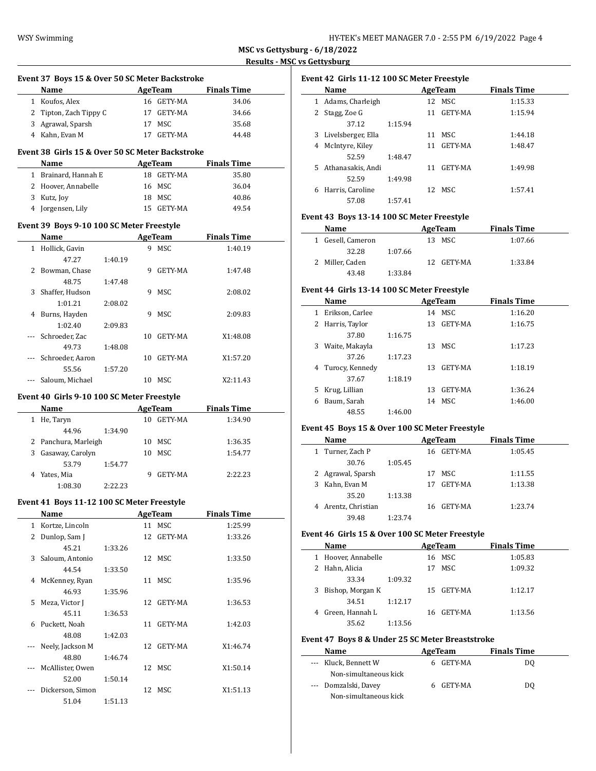MSC vs Gettysburg - 6/18/2022

Results - MSC vs Gettysburg

### Event 37 Boys 15 & Over 50 SC Meter Backstroke

| | Name | Age | Team | Finals Time |
|---|---|---|---|---|
| 1 | Koufos, Alex | 16 | GETY-MA | 34.06 |
| 2 | Tipton, Zach Tippy C | 17 | GETY-MA | 34.66 |
| 3 | Agrawal, Sparsh | 17 | MSC | 35.68 |
| 4 | Kahn, Evan M | 17 | GETY-MA | 44.48 |

### Event 38 Girls 15 & Over 50 SC Meter Backstroke

| | Name | Age | Team | Finals Time |
|---|---|---|---|---|
| 1 | Brainard, Hannah E | 18 | GETY-MA | 35.80 |
| 2 | Hoover, Annabelle | 16 | MSC | 36.04 |
| 3 | Kutz, Joy | 18 | MSC | 40.86 |
| 4 | Jorgensen, Lily | 15 | GETY-MA | 49.54 |

### Event 39 Boys 9-10 100 SC Meter Freestyle

| | Name | Age | Team | Finals Time |
|---|---|---|---|---|
| 1 | Hollick, Gavin | 9 | MSC | 1:40.19 |
| | 47.27 1:40.19 | | | |
| 2 | Bowman, Chase | 9 | GETY-MA | 1:47.48 |
| | 48.75 1:47.48 | | | |
| 3 | Shaffer, Hudson | 9 | MSC | 2:08.02 |
| | 1:01.21 2:08.02 | | | |
| 4 | Burns, Hayden | 9 | MSC | 2:09.83 |
| | 1:02.40 2:09.83 | | | |
| --- | Schroeder, Zac | 10 | GETY-MA | X1:48.08 |
| | 49.73 1:48.08 | | | |
| --- | Schroeder, Aaron | 10 | GETY-MA | X1:57.20 |
| | 55.56 1:57.20 | | | |
| --- | Saloum, Michael | 10 | MSC | X2:11.43 |

### Event 40 Girls 9-10 100 SC Meter Freestyle

| | Name | Age | Team | Finals Time |
|---|---|---|---|---|
| 1 | He, Taryn | 10 | GETY-MA | 1:34.90 |
| | 44.96 1:34.90 | | | |
| 2 | Panchura, Marleigh | 10 | MSC | 1:36.35 |
| 3 | Gasaway, Carolyn | 10 | MSC | 1:54.77 |
| | 53.79 1:54.77 | | | |
| 4 | Yates, Mia | 9 | GETY-MA | 2:22.23 |
| | 1:08.30 2:22.23 | | | |

### Event 41 Boys 11-12 100 SC Meter Freestyle

| | Name | Age | Team | Finals Time |
|---|---|---|---|---|
| 1 | Kortze, Lincoln | 11 | MSC | 1:25.99 |
| 2 | Dunlop, Sam J | 12 | GETY-MA | 1:33.26 |
| | 45.21 1:33.26 | | | |
| 3 | Saloum, Antonio | 12 | MSC | 1:33.50 |
| | 44.54 1:33.50 | | | |
| 4 | McKenney, Ryan | 11 | MSC | 1:35.96 |
| | 46.93 1:35.96 | | | |
| 5 | Meza, Victor J | 12 | GETY-MA | 1:36.53 |
| | 45.11 1:36.53 | | | |
| 6 | Puckett, Noah | 11 | GETY-MA | 1:42.03 |
| | 48.08 1:42.03 | | | |
| --- | Neely, Jackson M | 12 | GETY-MA | X1:46.74 |
| | 48.80 1:46.74 | | | |
| --- | McAllister, Owen | 12 | MSC | X1:50.14 |
| | 52.00 1:50.14 | | | |
| --- | Dickerson, Simon | 12 | MSC | X1:51.13 |
| | 51.04 1:51.13 | | | |

### Event 42 Girls 11-12 100 SC Meter Freestyle

| | Name | Age | Team | Finals Time |
|---|---|---|---|---|
| 1 | Adams, Charleigh | 12 | MSC | 1:15.33 |
| 2 | Stagg, Zoe G | 11 | GETY-MA | 1:15.94 |
| | 37.12 1:15.94 | | | |
| 3 | Livelsberger, Ella | 11 | MSC | 1:44.18 |
| 4 | McIntyre, Kiley | 11 | GETY-MA | 1:48.47 |
| | 52.59 1:48.47 | | | |
| 5 | Athanasakis, Andi | 11 | GETY-MA | 1:49.98 |
| | 52.59 1:49.98 | | | |
| 6 | Harris, Caroline | 12 | MSC | 1:57.41 |
| | 57.08 1:57.41 | | | |

### Event 43 Boys 13-14 100 SC Meter Freestyle

| | Name | Age | Team | Finals Time |
|---|---|---|---|---|
| 1 | Gesell, Cameron | 13 | MSC | 1:07.66 |
| | 32.28 1:07.66 | | | |
| 2 | Miller, Caden | 12 | GETY-MA | 1:33.84 |
| | 43.48 1:33.84 | | | |

### Event 44 Girls 13-14 100 SC Meter Freestyle

| | Name | Age | Team | Finals Time |
|---|---|---|---|---|
| 1 | Erikson, Carlee | 14 | MSC | 1:16.20 |
| 2 | Harris, Taylor | 13 | GETY-MA | 1:16.75 |
| | 37.80 1:16.75 | | | |
| 3 | Waite, Makayla | 13 | MSC | 1:17.23 |
| | 37.26 1:17.23 | | | |
| 4 | Turocy, Kennedy | 13 | GETY-MA | 1:18.19 |
| | 37.67 1:18.19 | | | |
| 5 | Krug, Lillian | 13 | GETY-MA | 1:36.24 |
| 6 | Baum, Sarah | 14 | MSC | 1:46.00 |
| | 48.55 1:46.00 | | | |

### Event 45 Boys 15 & Over 100 SC Meter Freestyle

| | Name | Age | Team | Finals Time |
|---|---|---|---|---|
| 1 | Turner, Zach P | 16 | GETY-MA | 1:05.45 |
| | 30.76 1:05.45 | | | |
| 2 | Agrawal, Sparsh | 17 | MSC | 1:11.55 |
| 3 | Kahn, Evan M | 17 | GETY-MA | 1:13.38 |
| | 35.20 1:13.38 | | | |
| 4 | Arentz, Christian | 16 | GETY-MA | 1:23.74 |
| | 39.48 1:23.74 | | | |

### Event 46 Girls 15 & Over 100 SC Meter Freestyle

| | Name | Age | Team | Finals Time |
|---|---|---|---|---|
| 1 | Hoover, Annabelle | 16 | MSC | 1:05.83 |
| 2 | Hahn, Alicia | 17 | MSC | 1:09.32 |
| | 33.34 1:09.32 | | | |
| 3 | Bishop, Morgan K | 15 | GETY-MA | 1:12.17 |
| | 34.51 1:12.17 | | | |
| 4 | Green, Hannah L | 16 | GETY-MA | 1:13.56 |
| | 35.62 1:13.56 | | | |

### Event 47 Boys 8 & Under 25 SC Meter Breaststroke

| | Name | Age | Team | Finals Time |
|---|---|---|---|---|
| --- | Kluck, Bennett W | 6 | GETY-MA | DQ |
| | Non-simultaneous kick | | | |
| --- | Domzalski, Davey | 6 | GETY-MA | DQ |
| | Non-simultaneous kick | | | |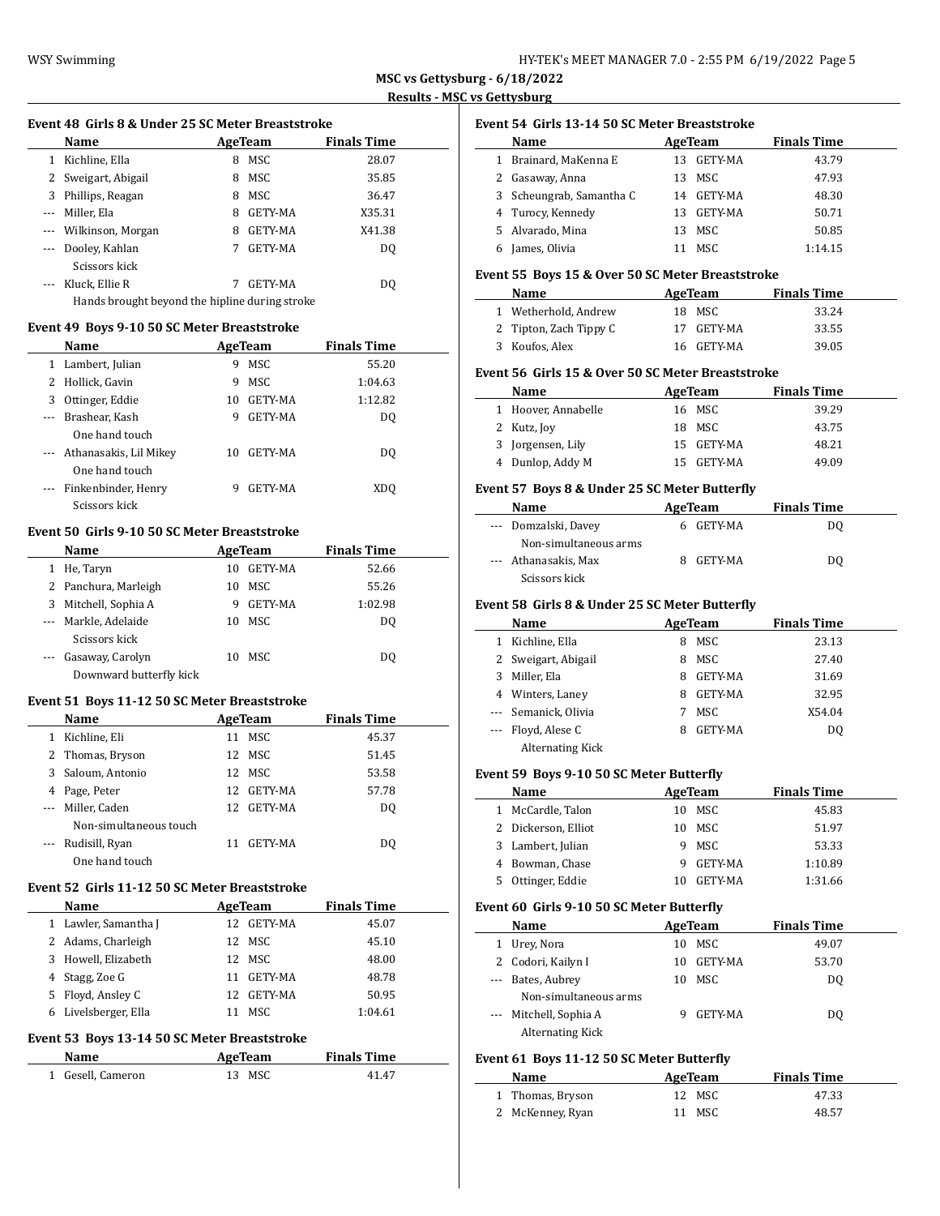**MSC vs Gettysburg - 6/18/2022**

**Results - MSC vs Gettysburg**

### Event 48 Girls 8 & Under 25 SC Meter Breaststroke

| | Name | Age | Team | Finals Time |
|---|---|---|---|---|
| 1 | Kichline, Ella | 8 | MSC | 28.07 |
| 2 | Sweigart, Abigail | 8 | MSC | 35.85 |
| 3 | Phillips, Reagan | 8 | MSC | 36.47 |
| --- | Miller, Ela | 8 | GETY-MA | X35.31 |
| --- | Wilkinson, Morgan | 8 | GETY-MA | X41.38 |
| --- | Dooley, Kahlan | 7 | GETY-MA | DQ |
| | Scissors kick | | | |
| --- | Kluck, Ellie R | 7 | GETY-MA | DQ |
| | Hands brought beyond the hipline during stroke | | | |

### Event 49 Boys 9-10 50 SC Meter Breaststroke

| | Name | Age | Team | Finals Time |
|---|---|---|---|---|
| 1 | Lambert, Julian | 9 | MSC | 55.20 |
| 2 | Hollick, Gavin | 9 | MSC | 1:04.63 |
| 3 | Ottinger, Eddie | 10 | GETY-MA | 1:12.82 |
| --- | Brashear, Kash | 9 | GETY-MA | DQ |
| | One hand touch | | | |
| --- | Athanasakis, Lil Mikey | 10 | GETY-MA | DQ |
| | One hand touch | | | |
| --- | Finkenbinder, Henry | 9 | GETY-MA | XDQ |
| | Scissors kick | | | |

### Event 50 Girls 9-10 50 SC Meter Breaststroke

| | Name | Age | Team | Finals Time |
|---|---|---|---|---|
| 1 | He, Taryn | 10 | GETY-MA | 52.66 |
| 2 | Panchura, Marleigh | 10 | MSC | 55.26 |
| 3 | Mitchell, Sophia A | 9 | GETY-MA | 1:02.98 |
| --- | Markle, Adelaide | 10 | MSC | DQ |
| | Scissors kick | | | |
| --- | Gasaway, Carolyn | 10 | MSC | DQ |
| | Downward butterfly kick | | | |

### Event 51 Boys 11-12 50 SC Meter Breaststroke

| | Name | Age | Team | Finals Time |
|---|---|---|---|---|
| 1 | Kichline, Eli | 11 | MSC | 45.37 |
| 2 | Thomas, Bryson | 12 | MSC | 51.45 |
| 3 | Saloum, Antonio | 12 | MSC | 53.58 |
| 4 | Page, Peter | 12 | GETY-MA | 57.78 |
| --- | Miller, Caden | 12 | GETY-MA | DQ |
| | Non-simultaneous touch | | | |
| --- | Rudisill, Ryan | 11 | GETY-MA | DQ |
| | One hand touch | | | |

### Event 52 Girls 11-12 50 SC Meter Breaststroke

| | Name | Age | Team | Finals Time |
|---|---|---|---|---|
| 1 | Lawler, Samantha J | 12 | GETY-MA | 45.07 |
| 2 | Adams, Charleigh | 12 | MSC | 45.10 |
| 3 | Howell, Elizabeth | 12 | MSC | 48.00 |
| 4 | Stagg, Zoe G | 11 | GETY-MA | 48.78 |
| 5 | Floyd, Ansley C | 12 | GETY-MA | 50.95 |
| 6 | Livelsberger, Ella | 11 | MSC | 1:04.61 |

### Event 53 Boys 13-14 50 SC Meter Breaststroke

| | Name | Age | Team | Finals Time |
|---|---|---|---|---|
| 1 | Gesell, Cameron | 13 | MSC | 41.47 |

### Event 54 Girls 13-14 50 SC Meter Breaststroke

| | Name | Age | Team | Finals Time |
|---|---|---|---|---|
| 1 | Brainard, MaKenna E | 13 | GETY-MA | 43.79 |
| 2 | Gasaway, Anna | 13 | MSC | 47.93 |
| 3 | Scheungrab, Samantha C | 14 | GETY-MA | 48.30 |
| 4 | Turocy, Kennedy | 13 | GETY-MA | 50.71 |
| 5 | Alvarado, Mina | 13 | MSC | 50.85 |
| 6 | James, Olivia | 11 | MSC | 1:14.15 |

### Event 55 Boys 15 & Over 50 SC Meter Breaststroke

| | Name | Age | Team | Finals Time |
|---|---|---|---|---|
| 1 | Wetherhold, Andrew | 18 | MSC | 33.24 |
| 2 | Tipton, Zach Tippy C | 17 | GETY-MA | 33.55 |
| 3 | Koufos, Alex | 16 | GETY-MA | 39.05 |

### Event 56 Girls 15 & Over 50 SC Meter Breaststroke

| | Name | Age | Team | Finals Time |
|---|---|---|---|---|
| 1 | Hoover, Annabelle | 16 | MSC | 39.29 |
| 2 | Kutz, Joy | 18 | MSC | 43.75 |
| 3 | Jorgensen, Lily | 15 | GETY-MA | 48.21 |
| 4 | Dunlop, Addy M | 15 | GETY-MA | 49.09 |

### Event 57 Boys 8 & Under 25 SC Meter Butterfly

| | Name | Age | Team | Finals Time |
|---|---|---|---|---|
| --- | Domzalski, Davey | 6 | GETY-MA | DQ |
| | Non-simultaneous arms | | | |
| --- | Athanasakis, Max | 8 | GETY-MA | DQ |
| | Scissors kick | | | |

### Event 58 Girls 8 & Under 25 SC Meter Butterfly

| | Name | Age | Team | Finals Time |
|---|---|---|---|---|
| 1 | Kichline, Ella | 8 | MSC | 23.13 |
| 2 | Sweigart, Abigail | 8 | MSC | 27.40 |
| 3 | Miller, Ela | 8 | GETY-MA | 31.69 |
| 4 | Winters, Laney | 8 | GETY-MA | 32.95 |
| --- | Semanick, Olivia | 7 | MSC | X54.04 |
| --- | Floyd, Alese C | 8 | GETY-MA | DQ |
| | Alternating Kick | | | |

### Event 59 Boys 9-10 50 SC Meter Butterfly

| | Name | Age | Team | Finals Time |
|---|---|---|---|---|
| 1 | McCardle, Talon | 10 | MSC | 45.83 |
| 2 | Dickerson, Elliot | 10 | MSC | 51.97 |
| 3 | Lambert, Julian | 9 | MSC | 53.33 |
| 4 | Bowman, Chase | 9 | GETY-MA | 1:10.89 |
| 5 | Ottinger, Eddie | 10 | GETY-MA | 1:31.66 |

### Event 60 Girls 9-10 50 SC Meter Butterfly

| | Name | Age | Team | Finals Time |
|---|---|---|---|---|
| 1 | Urey, Nora | 10 | MSC | 49.07 |
| 2 | Codori, Kailyn I | 10 | GETY-MA | 53.70 |
| --- | Bates, Aubrey | 10 | MSC | DQ |
| | Non-simultaneous arms | | | |
| --- | Mitchell, Sophia A | 9 | GETY-MA | DQ |
| | Alternating Kick | | | |

### Event 61 Boys 11-12 50 SC Meter Butterfly

| | Name | Age | Team | Finals Time |
|---|---|---|---|---|
| 1 | Thomas, Bryson | 12 | MSC | 47.33 |
| 2 | McKenney, Ryan | 11 | MSC | 48.57 |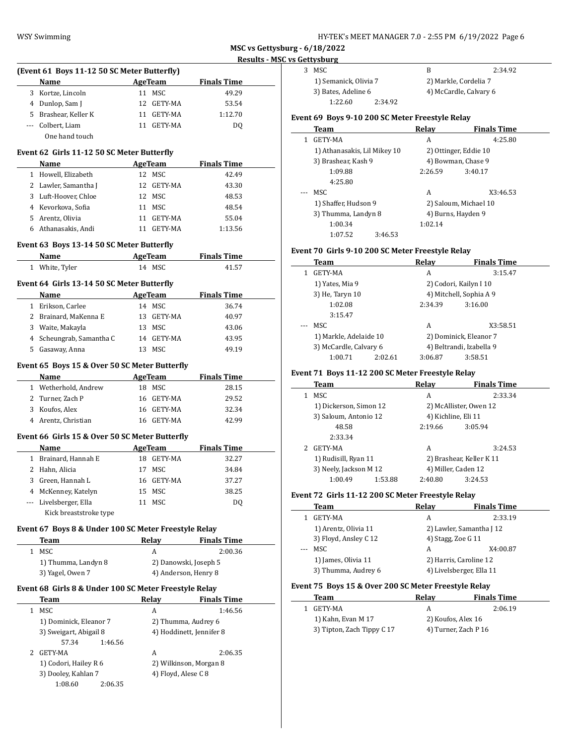**MSC vs Gettysburg - 6/18/2022**

**Results - MSC vs Gettysburg**

### (Event 61 Boys 11-12 50 SC Meter Butterfly)

| | Name | Age | Team | Finals Time |
|---|---|---|---|---|
| 3 | Kortze, Lincoln | 11 | MSC | 49.29 |
| 4 | Dunlop, Sam J | 12 | GETY-MA | 53.54 |
| 5 | Brashear, Keller K | 11 | GETY-MA | 1:12.70 |
| --- | Colbert, Liam | 11 | GETY-MA | DQ |
| | One hand touch | | | |

### Event 62 Girls 11-12 50 SC Meter Butterfly

| | Name | Age | Team | Finals Time |
|---|---|---|---|---|
| 1 | Howell, Elizabeth | 12 | MSC | 42.49 |
| 2 | Lawler, Samantha J | 12 | GETY-MA | 43.30 |
| 3 | Luft-Hoover, Chloe | 12 | MSC | 48.53 |
| 4 | Kevorkova, Sofia | 11 | MSC | 48.54 |
| 5 | Arentz, Olivia | 11 | GETY-MA | 55.04 |
| 6 | Athanasakis, Andi | 11 | GETY-MA | 1:13.56 |

### Event 63 Boys 13-14 50 SC Meter Butterfly

| | Name | Age | Team | Finals Time |
|---|---|---|---|---|
| 1 | White, Tyler | 14 | MSC | 41.57 |

### Event 64 Girls 13-14 50 SC Meter Butterfly

| | Name | Age | Team | Finals Time |
|---|---|---|---|---|
| 1 | Erikson, Carlee | 14 | MSC | 36.74 |
| 2 | Brainard, MaKenna E | 13 | GETY-MA | 40.97 |
| 3 | Waite, Makayla | 13 | MSC | 43.06 |
| 4 | Scheungrab, Samantha C | 14 | GETY-MA | 43.95 |
| 5 | Gasaway, Anna | 13 | MSC | 49.19 |

### Event 65 Boys 15 & Over 50 SC Meter Butterfly

| | Name | Age | Team | Finals Time |
|---|---|---|---|---|
| 1 | Wetherhold, Andrew | 18 | MSC | 28.15 |
| 2 | Turner, Zach P | 16 | GETY-MA | 29.52 |
| 3 | Koufos, Alex | 16 | GETY-MA | 32.34 |
| 4 | Arentz, Christian | 16 | GETY-MA | 42.99 |

### Event 66 Girls 15 & Over 50 SC Meter Butterfly

| | Name | Age | Team | Finals Time |
|---|---|---|---|---|
| 1 | Brainard, Hannah E | 18 | GETY-MA | 32.27 |
| 2 | Hahn, Alicia | 17 | MSC | 34.84 |
| 3 | Green, Hannah L | 16 | GETY-MA | 37.27 |
| 4 | McKenney, Katelyn | 15 | MSC | 38.25 |
| --- | Livelsberger, Ella | 11 | MSC | DQ |
| | Kick breaststroke type | | | |

### Event 67 Boys 8 & Under 100 SC Meter Freestyle Relay

| | Team | Relay | Finals Time |
|---|---|---|---|
| 1 | MSC | A | 2:00.36 |

1) Thumma, Landyn 8; 2) Danowski, Joseph 5; 3) Yagel, Owen 7; 4) Anderson, Henry 8

### Event 68 Girls 8 & Under 100 SC Meter Freestyle Relay

| | Team | Relay | Finals Time |
|---|---|---|---|
| 1 | MSC | A | 1:46.56 |
| 2 | GETY-MA | A | 2:06.35 |

1 MSC: 1) Dominick, Eleanor 7; 2) Thumma, Audrey 6; 3) Sweigart, Abigail 8; 4) Hoddinett, Jennifer 8
Splits: 57.34, 1:46.56

2 GETY-MA: 1) Codori, Hailey R 6; 2) Wilkinson, Morgan 8; 3) Dooley, Kahlan 7; 4) Floyd, Alese C 8
Splits: 1:08.60, 2:06.35

| | Team | Relay | Finals Time |
|---|---|---|---|
| 3 | MSC | B | 2:34.92 |

1) Semanick, Olivia 7; 2) Markle, Cordelia 7; 3) Bates, Adeline 6; 4) McCardle, Calvary 6
Splits: 1:22.60, 2:34.92

### Event 69 Boys 9-10 200 SC Meter Freestyle Relay

| | Team | Relay | Finals Time |
|---|---|---|---|
| 1 | GETY-MA | A | 4:25.80 |
| --- | MSC | A | X3:46.53 |

1 GETY-MA: 1) Athanasakis, Lil Mikey 10; 2) Ottinger, Eddie 10; 3) Brashear, Kash 9; 4) Bowman, Chase 9
Splits: 1:09.88, 2:26.59, 3:40.17, 4:25.80

--- MSC: 1) Shaffer, Hudson 9; 2) Saloum, Michael 10; 3) Thumma, Landyn 8; 4) Burns, Hayden 9
Splits: 1:00.34, 1:02.14, 1:07.52, 3:46.53

### Event 70 Girls 9-10 200 SC Meter Freestyle Relay

| | Team | Relay | Finals Time |
|---|---|---|---|
| 1 | GETY-MA | A | 3:15.47 |
| --- | MSC | A | X3:58.51 |

1 GETY-MA: 1) Yates, Mia 9; 2) Codori, Kailyn I 10; 3) He, Taryn 10; 4) Mitchell, Sophia A 9
Splits: 1:02.08, 2:34.39, 3:16.00, 3:15.47

--- MSC: 1) Markle, Adelaide 10; 2) Dominick, Eleanor 7; 3) McCardle, Calvary 6; 4) Beltrandi, Izabella 9
Splits: 1:00.71, 2:02.61, 3:06.87, 3:58.51

### Event 71 Boys 11-12 200 SC Meter Freestyle Relay

| | Team | Relay | Finals Time |
|---|---|---|---|
| 1 | MSC | A | 2:33.34 |
| 2 | GETY-MA | A | 3:24.53 |

1 MSC: 1) Dickerson, Simon 12; 2) McAllister, Owen 12; 3) Saloum, Antonio 12; 4) Kichline, Eli 11
Splits: 48.58, 2:19.66, 3:05.94, 2:33.34

2 GETY-MA: 1) Rudisill, Ryan 11; 2) Brashear, Keller K 11; 3) Neely, Jackson M 12; 4) Miller, Caden 12
Splits: 1:00.49, 1:53.88, 2:40.80, 3:24.53

### Event 72 Girls 11-12 200 SC Meter Freestyle Relay

| | Team | Relay | Finals Time |
|---|---|---|---|
| 1 | GETY-MA | A | 2:33.19 |
| --- | MSC | A | X4:00.87 |

1 GETY-MA: 1) Arentz, Olivia 11; 2) Lawler, Samantha J 12; 3) Floyd, Ansley C 12; 4) Stagg, Zoe G 11

--- MSC: 1) James, Olivia 11; 2) Harris, Caroline 12; 3) Thumma, Audrey 6; 4) Livelsberger, Ella 11

### Event 75 Boys 15 & Over 200 SC Meter Freestyle Relay

| | Team | Relay | Finals Time |
|---|---|---|---|
| 1 | GETY-MA | A | 2:06.19 |

1) Kahn, Evan M 17; 2) Koufos, Alex 16; 3) Tipton, Zach Tippy C 17; 4) Turner, Zach P 16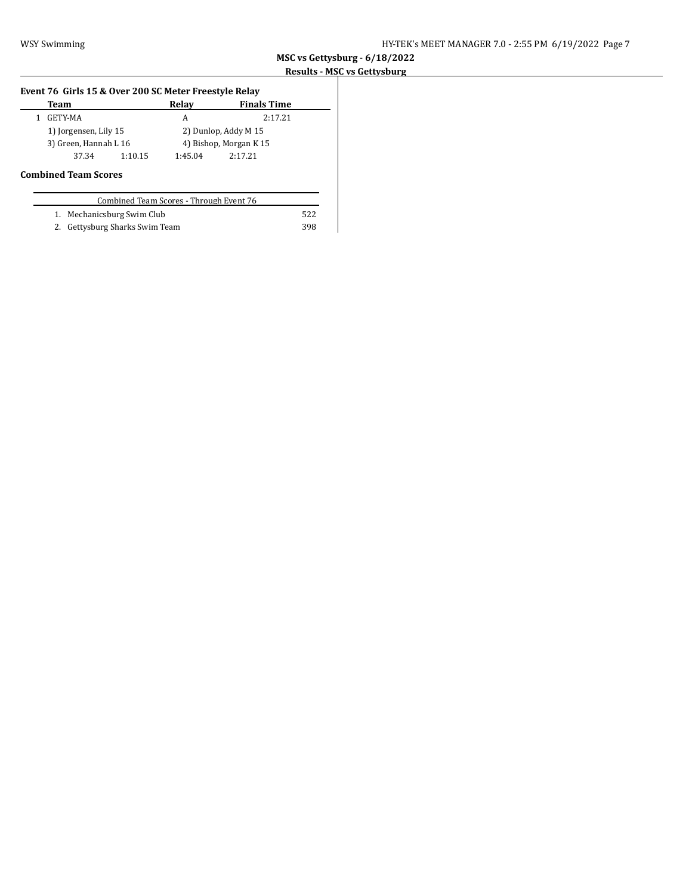## Event 76 Girls 15 & Over 200 SC Meter Freestyle Relay

| | Team | Relay | Finals Time |
|---|---|---|---|
| 1 | GETY-MA | A | 2:17.21 |

1) Jorgensen, Lily 15 2) Dunlop, Addy M 15
3) Green, Hannah L 16 4) Bishop, Morgan K 15

37.34 1:10.15 1:45.04 2:17.21

## Combined Team Scores

| Combined Team Scores - Through Event 76 | |
|---|---|
| 1. Mechanicsburg Swim Club | 522 |
| 2. Gettysburg Sharks Swim Team | 398 |